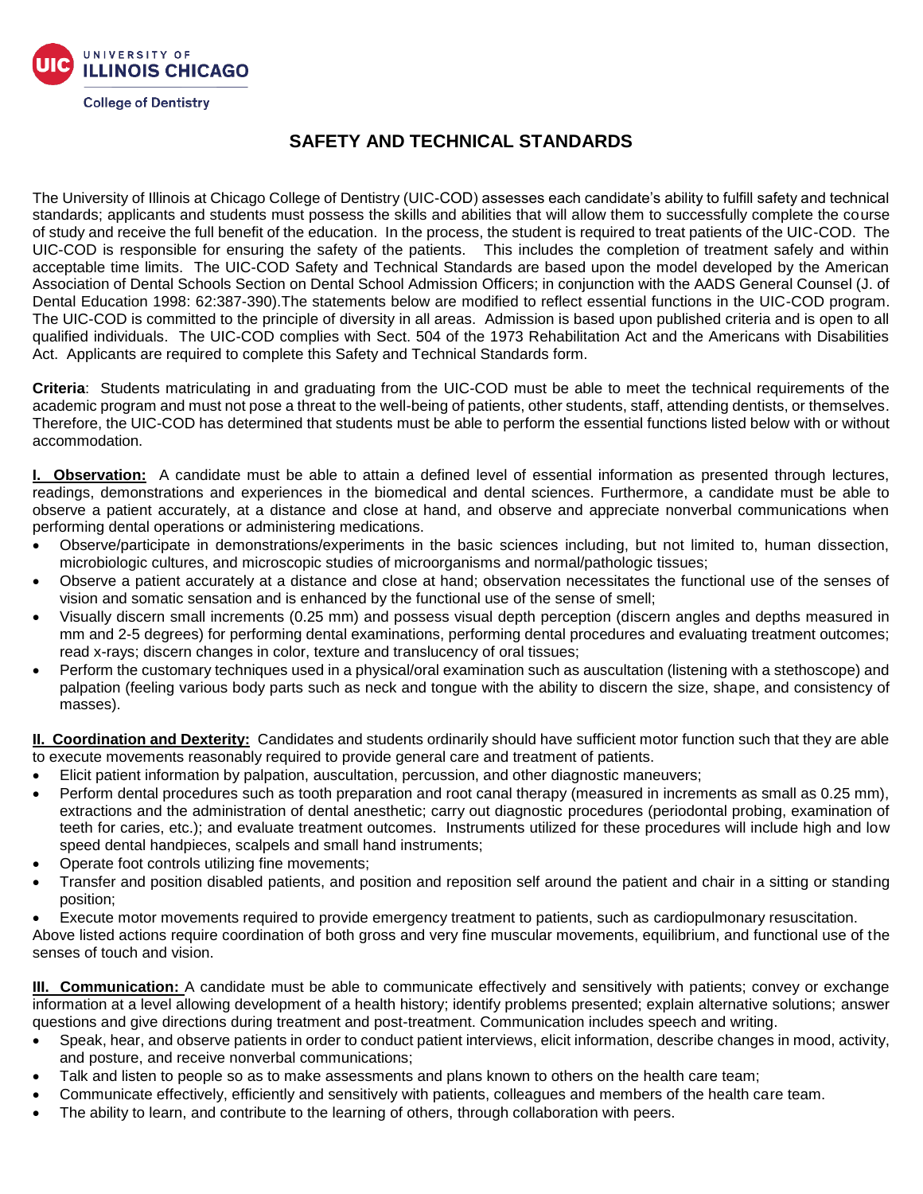UNIVERSITY OF ILLINOIS CHICAGO

College of Dentistry

# SAFETY AND TECHNICAL STANDARDS

The University of Illinois at Chicago College of Dentistry (UIC-COD) assesses each candidate's ability to fulfill safety and technical standards; applicants and students must possess the skills and abilities that will allow them to successfully complete the course of study and receive the full benefit of the education. In the process, the student is required to treat patients of the UIC-COD. The UIC-COD is responsible for ensuring the safety of the patients. This includes the completion of treatment safely and within acceptable time limits. The UIC-COD Safety and Technical Standards are based upon the model developed by the American Association of Dental Schools Section on Dental School Admission Officers; in conjunction with the AADS General Counsel (J. of Dental Education 1998: 62:387-390).The statements below are modified to reflect essential functions in the UIC-COD program. The UIC-COD is committed to the principle of diversity in all areas. Admission is based upon published criteria and is open to all qualified individuals. The UIC-COD complies with Sect. 504 of the 1973 Rehabilitation Act and the Americans with Disabilities Act. Applicants are required to complete this Safety and Technical Standards form.

**Criteria**: Students matriculating in and graduating from the UIC-COD must be able to meet the technical requirements of the academic program and must not pose a threat to the well-being of patients, other students, staff, attending dentists, or themselves. Therefore, the UIC-COD has determined that students must be able to perform the essential functions listed below with or without accommodation.

**I. Observation:** A candidate must be able to attain a defined level of essential information as presented through lectures, readings, demonstrations and experiences in the biomedical and dental sciences. Furthermore, a candidate must be able to observe a patient accurately, at a distance and close at hand, and observe and appreciate nonverbal communications when performing dental operations or administering medications.

- Observe/participate in demonstrations/experiments in the basic sciences including, but not limited to, human dissection, microbiologic cultures, and microscopic studies of microorganisms and normal/pathologic tissues;
- Observe a patient accurately at a distance and close at hand; observation necessitates the functional use of the senses of vision and somatic sensation and is enhanced by the functional use of the sense of smell;
- Visually discern small increments (0.25 mm) and possess visual depth perception (discern angles and depths measured in mm and 2-5 degrees) for performing dental examinations, performing dental procedures and evaluating treatment outcomes; read x-rays; discern changes in color, texture and translucency of oral tissues;
- Perform the customary techniques used in a physical/oral examination such as auscultation (listening with a stethoscope) and palpation (feeling various body parts such as neck and tongue with the ability to discern the size, shape, and consistency of masses).

**II. Coordination and Dexterity:** Candidates and students ordinarily should have sufficient motor function such that they are able to execute movements reasonably required to provide general care and treatment of patients.

- Elicit patient information by palpation, auscultation, percussion, and other diagnostic maneuvers;
- Perform dental procedures such as tooth preparation and root canal therapy (measured in increments as small as 0.25 mm), extractions and the administration of dental anesthetic; carry out diagnostic procedures (periodontal probing, examination of teeth for caries, etc.); and evaluate treatment outcomes. Instruments utilized for these procedures will include high and low speed dental handpieces, scalpels and small hand instruments;
- Operate foot controls utilizing fine movements;
- Transfer and position disabled patients, and position and reposition self around the patient and chair in a sitting or standing position;
- Execute motor movements required to provide emergency treatment to patients, such as cardiopulmonary resuscitation.

Above listed actions require coordination of both gross and very fine muscular movements, equilibrium, and functional use of the senses of touch and vision.

**III. Communication:** A candidate must be able to communicate effectively and sensitively with patients; convey or exchange information at a level allowing development of a health history; identify problems presented; explain alternative solutions; answer questions and give directions during treatment and post-treatment. Communication includes speech and writing.

- Speak, hear, and observe patients in order to conduct patient interviews, elicit information, describe changes in mood, activity, and posture, and receive nonverbal communications;
- Talk and listen to people so as to make assessments and plans known to others on the health care team;
- Communicate effectively, efficiently and sensitively with patients, colleagues and members of the health care team.
- The ability to learn, and contribute to the learning of others, through collaboration with peers.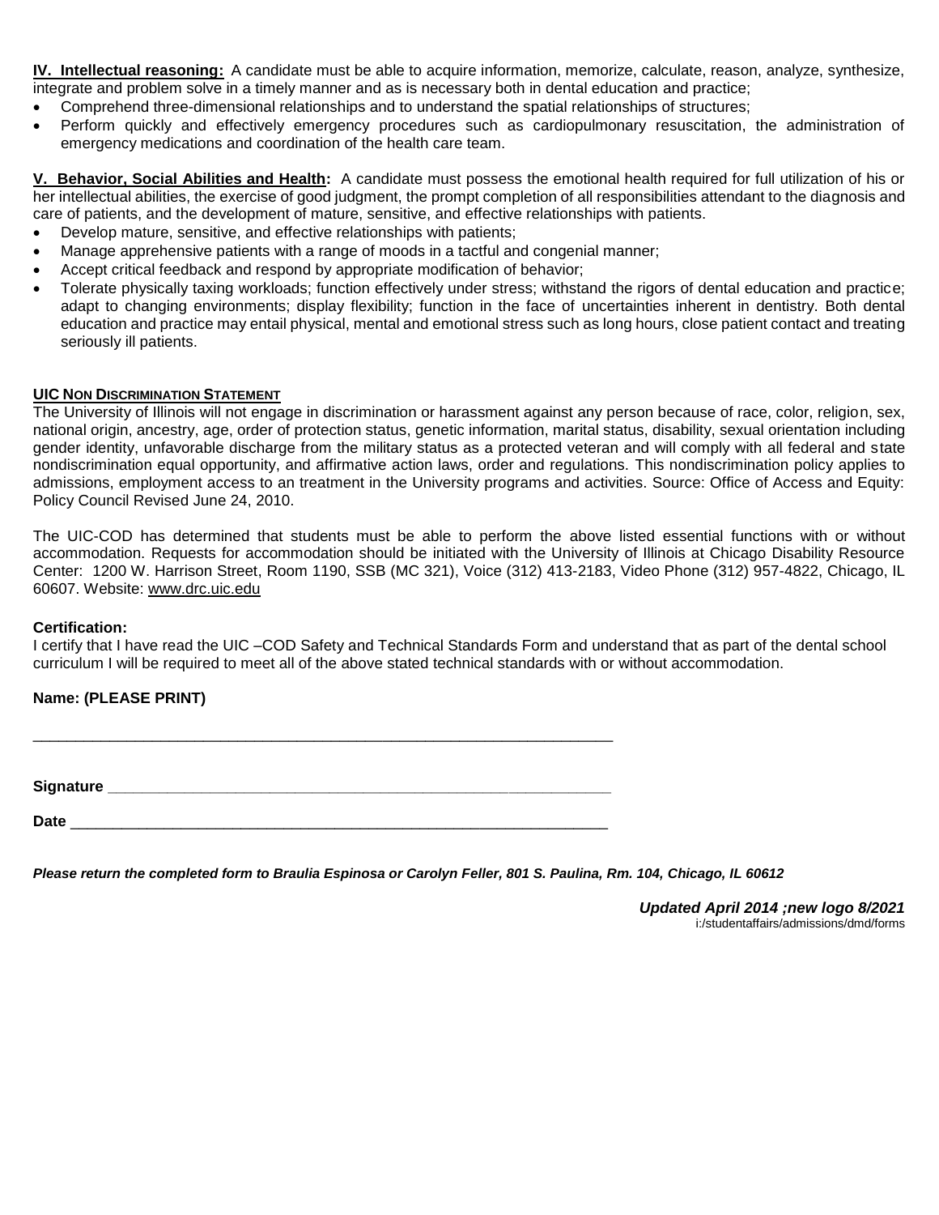**IV. Intellectual reasoning:** A candidate must be able to acquire information, memorize, calculate, reason, analyze, synthesize, integrate and problem solve in a timely manner and as is necessary both in dental education and practice;

- Comprehend three-dimensional relationships and to understand the spatial relationships of structures;
- Perform quickly and effectively emergency procedures such as cardiopulmonary resuscitation, the administration of emergency medications and coordination of the health care team.

**V. Behavior, Social Abilities and Health:** A candidate must possess the emotional health required for full utilization of his or her intellectual abilities, the exercise of good judgment, the prompt completion of all responsibilities attendant to the diagnosis and care of patients, and the development of mature, sensitive, and effective relationships with patients.

- Develop mature, sensitive, and effective relationships with patients;
- Manage apprehensive patients with a range of moods in a tactful and congenial manner;
- Accept critical feedback and respond by appropriate modification of behavior;
- Tolerate physically taxing workloads; function effectively under stress; withstand the rigors of dental education and practice; adapt to changing environments; display flexibility; function in the face of uncertainties inherent in dentistry. Both dental education and practice may entail physical, mental and emotional stress such as long hours, close patient contact and treating seriously ill patients.

**UIC NON DISCRIMINATION STATEMENT**

The University of Illinois will not engage in discrimination or harassment against any person because of race, color, religion, sex, national origin, ancestry, age, order of protection status, genetic information, marital status, disability, sexual orientation including gender identity, unfavorable discharge from the military status as a protected veteran and will comply with all federal and state nondiscrimination equal opportunity, and affirmative action laws, order and regulations. This nondiscrimination policy applies to admissions, employment access to an treatment in the University programs and activities. Source: Office of Access and Equity: Policy Council Revised June 24, 2010.

The UIC-COD has determined that students must be able to perform the above listed essential functions with or without accommodation. Requests for accommodation should be initiated with the University of Illinois at Chicago Disability Resource Center: 1200 W. Harrison Street, Room 1190, SSB (MC 321), Voice (312) 413-2183, Video Phone (312) 957-4822, Chicago, IL 60607. Website: www.drc.uic.edu

**Certification:**

I certify that I have read the UIC –COD Safety and Technical Standards Form and understand that as part of the dental school curriculum I will be required to meet all of the above stated technical standards with or without accommodation.

**Name: (PLEASE PRINT)**

_______________________________________________________________________

**Signature** _____________________________________________________________

**Date** _________________________________________________________________

***Please return the completed form to Braulia Espinosa or Carolyn Feller, 801 S. Paulina, Rm. 104, Chicago, IL 60612***

***Updated April 2014 ;new logo 8/2021***

i:/studentaffairs/admissions/dmd/forms